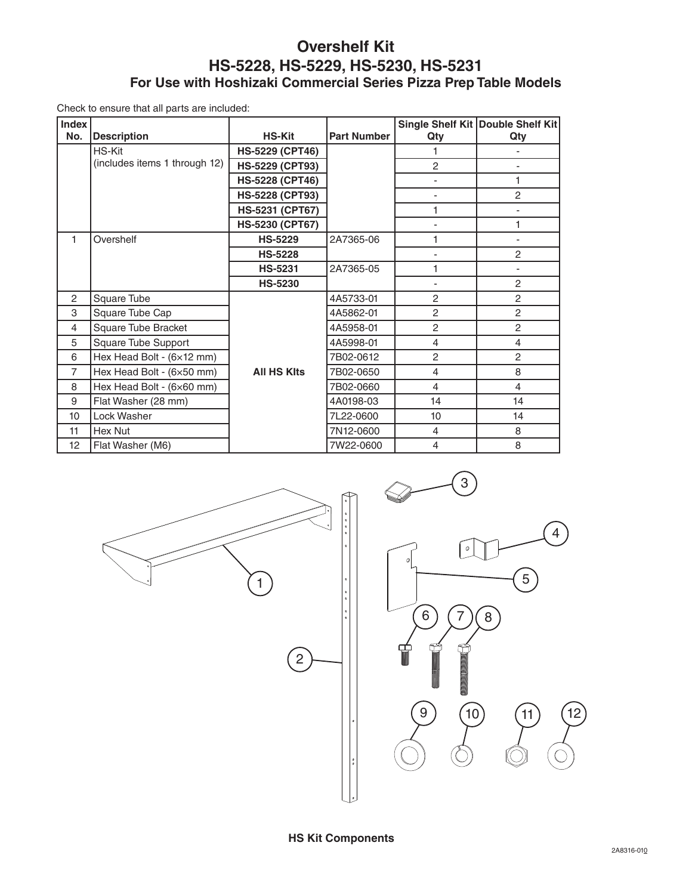# Overshelf Kit
# HS-5228, HS-5229, HS-5230, HS-5231
## For Use with Hoshizaki Commercial Series Pizza Prep Table Models

Check to ensure that all parts are included:

| Index No. | Description | HS-Kit | Part Number | Single Shelf Kit Qty | Double Shelf Kit Qty |
|---|---|---|---|---|---|
| | HS-Kit (includes items 1 through 12) | **HS-5229 (CPT46)** | | 1 | - |
| | | **HS-5229 (CPT93)** | | 2 | - |
| | | **HS-5228 (CPT46)** | | - | 1 |
| | | **HS-5228 (CPT93)** | | - | 2 |
| | | **HS-5231 (CPT67)** | | 1 | - |
| | | **HS-5230 (CPT67)** | | - | 1 |
| 1 | Overshelf | **HS-5229** | 2A7365-06 | 1 | - |
| | | **HS-5228** | | - | 2 |
| | | **HS-5231** | 2A7365-05 | 1 | - |
| | | **HS-5230** | | - | 2 |
| 2 | Square Tube | **All HS KIts** | 4A5733-01 | 2 | 2 |
| 3 | Square Tube Cap | | 4A5862-01 | 2 | 2 |
| 4 | Square Tube Bracket | | 4A5958-01 | 2 | 2 |
| 5 | Square Tube Support | | 4A5998-01 | 4 | 4 |
| 6 | Hex Head Bolt - (6×12 mm) | | 7B02-0612 | 2 | 2 |
| 7 | Hex Head Bolt - (6×50 mm) | | 7B02-0650 | 4 | 8 |
| 8 | Hex Head Bolt - (6×60 mm) | | 7B02-0660 | 4 | 4 |
| 9 | Flat Washer (28 mm) | | 4A0198-03 | 14 | 14 |
| 10 | Lock Washer | | 7L22-0600 | 10 | 14 |
| 11 | Hex Nut | | 7N12-0600 | 4 | 8 |
| 12 | Flat Washer (M6) | | 7W22-0600 | 4 | 8 |

**HS Kit Components**

2A8316-010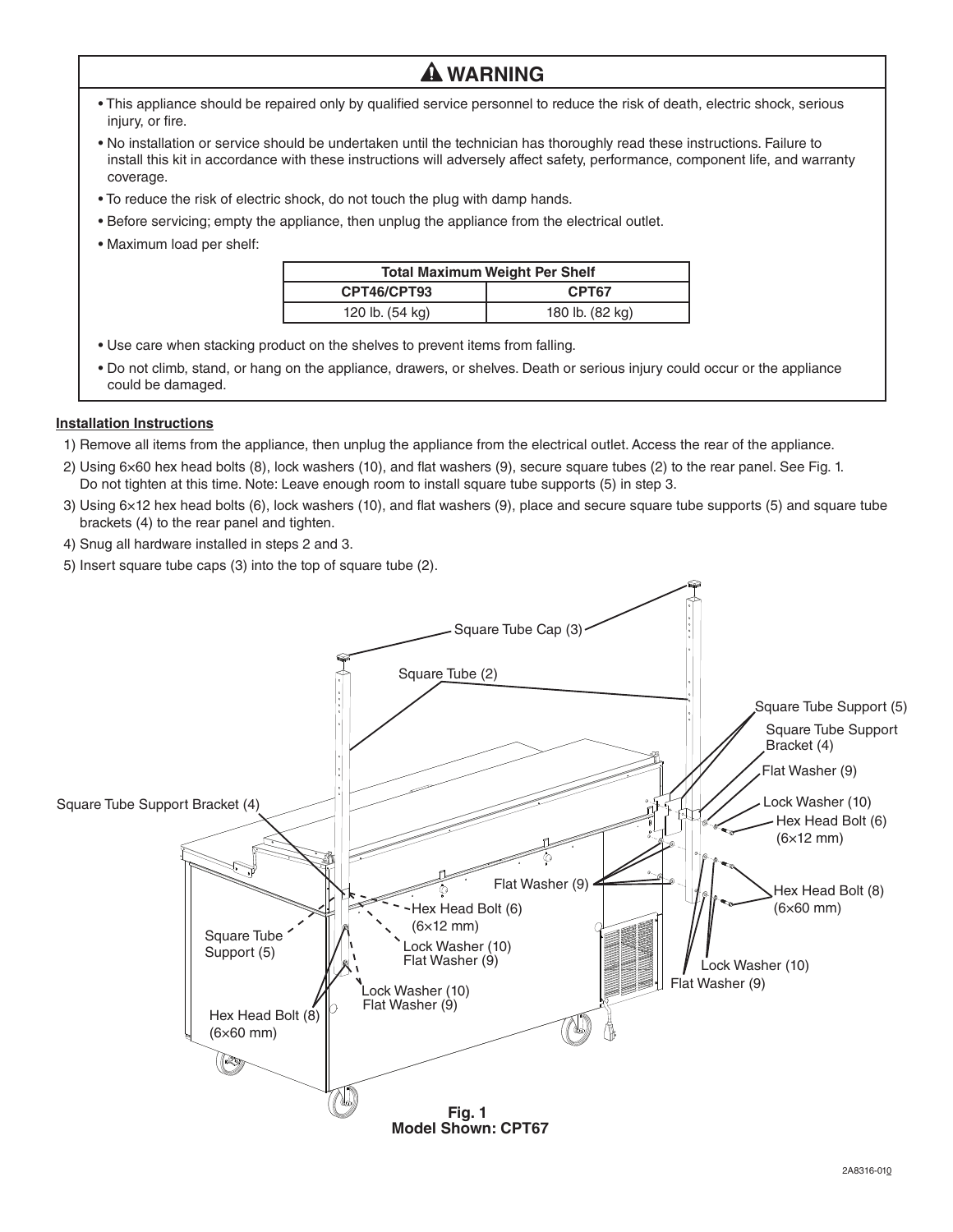## ⚠ WARNING

- This appliance should be repaired only by qualified service personnel to reduce the risk of death, electric shock, serious injury, or fire.
- No installation or service should be undertaken until the technician has thoroughly read these instructions. Failure to install this kit in accordance with these instructions will adversely affect safety, performance, component life, and warranty coverage.
- To reduce the risk of electric shock, do not touch the plug with damp hands.
- Before servicing; empty the appliance, then unplug the appliance from the electrical outlet.
- Maximum load per shelf:

| Total Maximum Weight Per Shelf | |
|---|---|
| CPT46/CPT93 | CPT67 |
| 120 lb. (54 kg) | 180 lb. (82 kg) |

- Use care when stacking product on the shelves to prevent items from falling.
- Do not climb, stand, or hang on the appliance, drawers, or shelves. Death or serious injury could occur or the appliance could be damaged.

**Installation Instructions**

1) Remove all items from the appliance, then unplug the appliance from the electrical outlet. Access the rear of the appliance.
2) Using 6×60 hex head bolts (8), lock washers (10), and flat washers (9), secure square tubes (2) to the rear panel. See Fig. 1. Do not tighten at this time. Note: Leave enough room to install square tube supports (5) in step 3.
3) Using 6×12 hex head bolts (6), lock washers (10), and flat washers (9), place and secure square tube supports (5) and square tube brackets (4) to the rear panel and tighten.
4) Snug all hardware installed in steps 2 and 3.
5) Insert square tube caps (3) into the top of square tube (2).

Square Tube Cap (3)
Square Tube (2)
Square Tube Support (5)
Square Tube Support Bracket (4)
Flat Washer (9)
Lock Washer (10)
Hex Head Bolt (6) (6×12 mm)
Hex Head Bolt (8) (6×60 mm)

**Fig. 1**
**Model Shown: CPT67**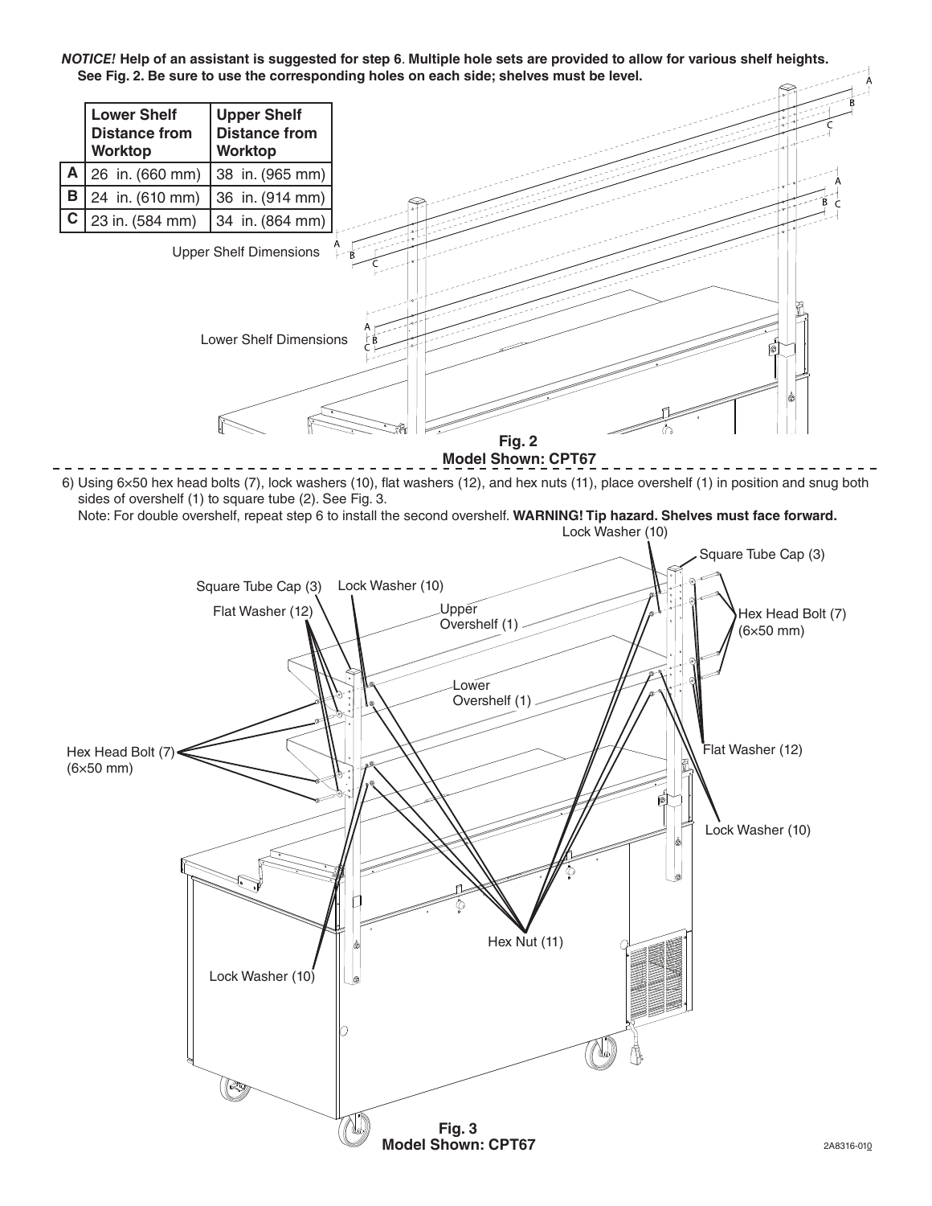***NOTICE!*** **Help of an assistant is suggested for step 6. Multiple hole sets are provided to allow for various shelf heights. See Fig. 2. Be sure to use the corresponding holes on each side; shelves must be level.**

| | Lower Shelf Distance from Worktop | Upper Shelf Distance from Worktop |
|---|---|---|
| **A** | 26 in. (660 mm) | 38 in. (965 mm) |
| **B** | 24 in. (610 mm) | 36 in. (914 mm) |
| **C** | 23 in. (584 mm) | 34 in. (864 mm) |

Upper Shelf Dimensions

Lower Shelf Dimensions

**Fig. 2**
**Model Shown: CPT67**

6) Using 6×50 hex head bolts (7), lock washers (10), flat washers (12), and hex nuts (11), place overshelf (1) in position and snug both sides of overshelf (1) to square tube (2). See Fig. 3.
   Note: For double overshelf, repeat step 6 to install the second overshelf. **WARNING! Tip hazard. Shelves must face forward.**

Square Tube Cap (3), Lock Washer (10), Flat Washer (12), Upper Overshelf (1), Lower Overshelf (1), Hex Head Bolt (7) (6×50 mm), Hex Nut (11)

**Fig. 3**
**Model Shown: CPT67**

2A8316-010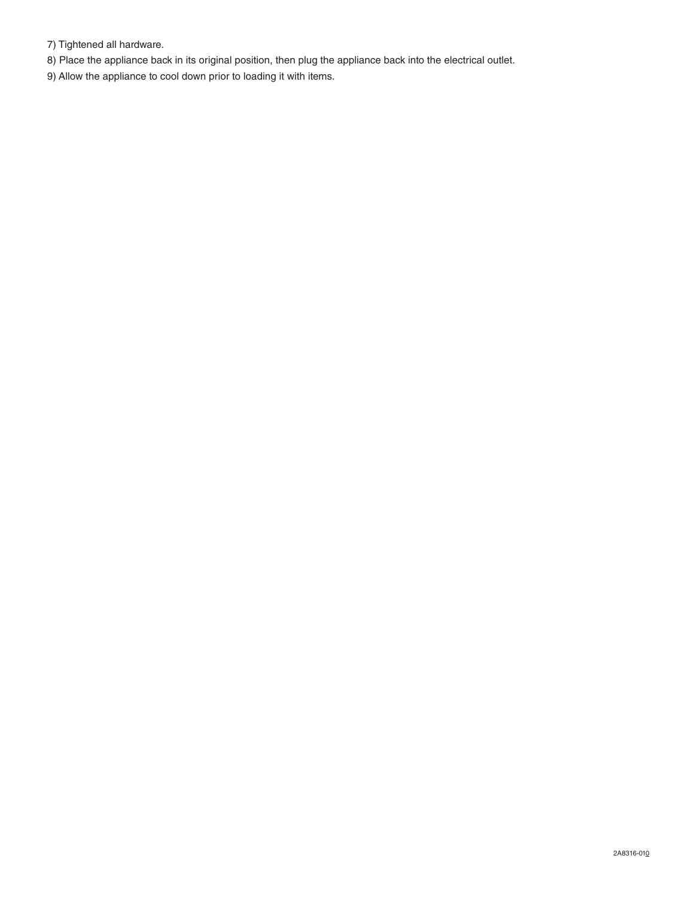7) Tightened all hardware.

8) Place the appliance back in its original position, then plug the appliance back into the electrical outlet.

9) Allow the appliance to cool down prior to loading it with items.

2A8316-010